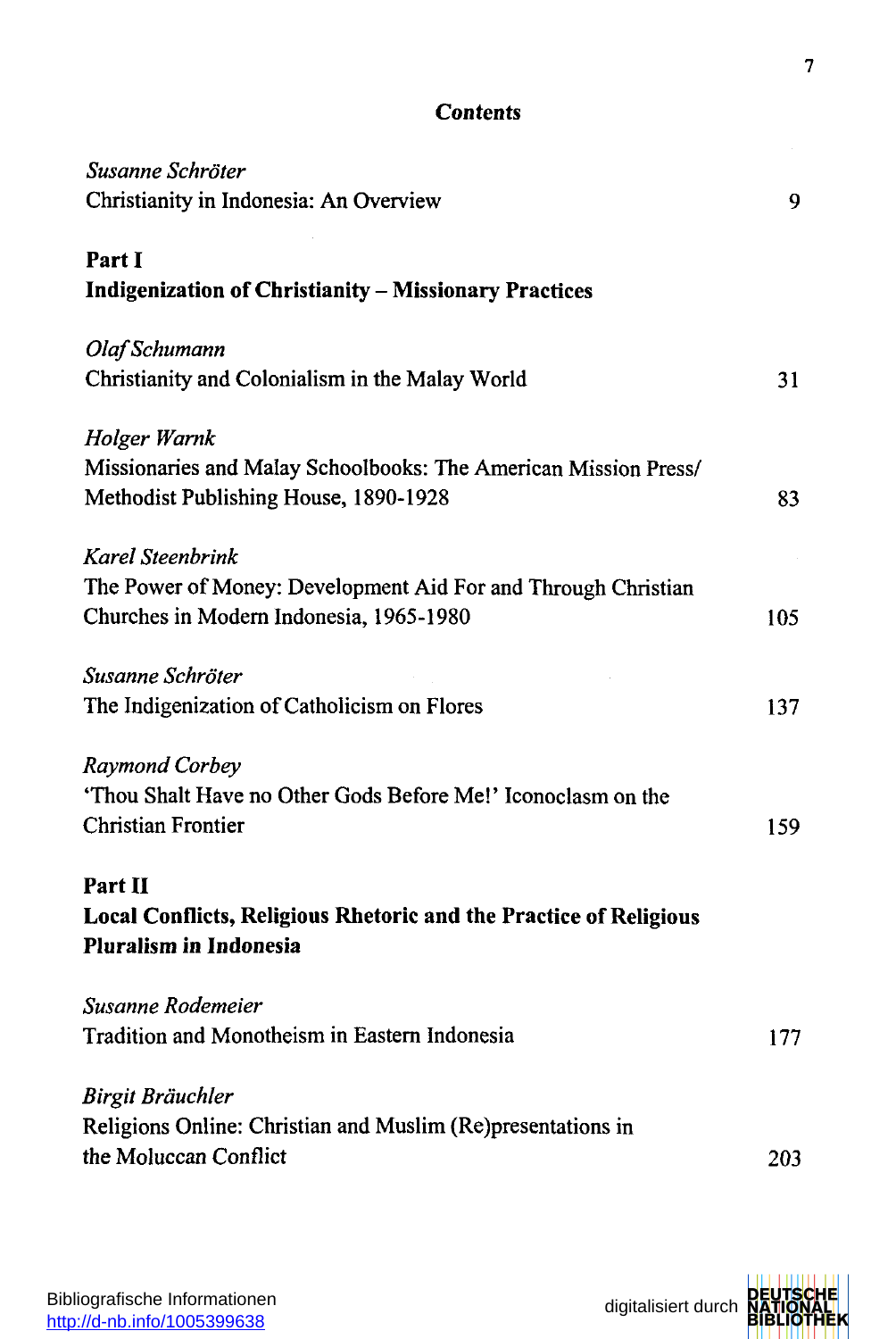# Contents

*Susanne Schröter*
Christianity in Indonesia: An Overview 9

**Part I**
**Indigenization of Christianity – Missionary Practices**

*Olaf Schumann*
Christianity and Colonialism in the Malay World 31

*Holger Warnk*
Missionaries and Malay Schoolbooks: The American Mission Press/ Methodist Publishing House, 1890-1928 83

*Karel Steenbrink*
The Power of Money: Development Aid For and Through Christian Churches in Modern Indonesia, 1965-1980 105

*Susanne Schröter*
The Indigenization of Catholicism on Flores 137

*Raymond Corbey*
'Thou Shalt Have no Other Gods Before Me!' Iconoclasm on the Christian Frontier 159

**Part II**
**Local Conflicts, Religious Rhetoric and the Practice of Religious Pluralism in Indonesia**

*Susanne Rodemeier*
Tradition and Monotheism in Eastern Indonesia 177

*Birgit Bräuchler*
Religions Online: Christian and Muslim (Re)presentations in the Moluccan Conflict 203

Bibliografische Informationen
http://d-nb.info/1005399638

digitalisiert durch DEUTSCHE NATIONAL BIBLIOTHEK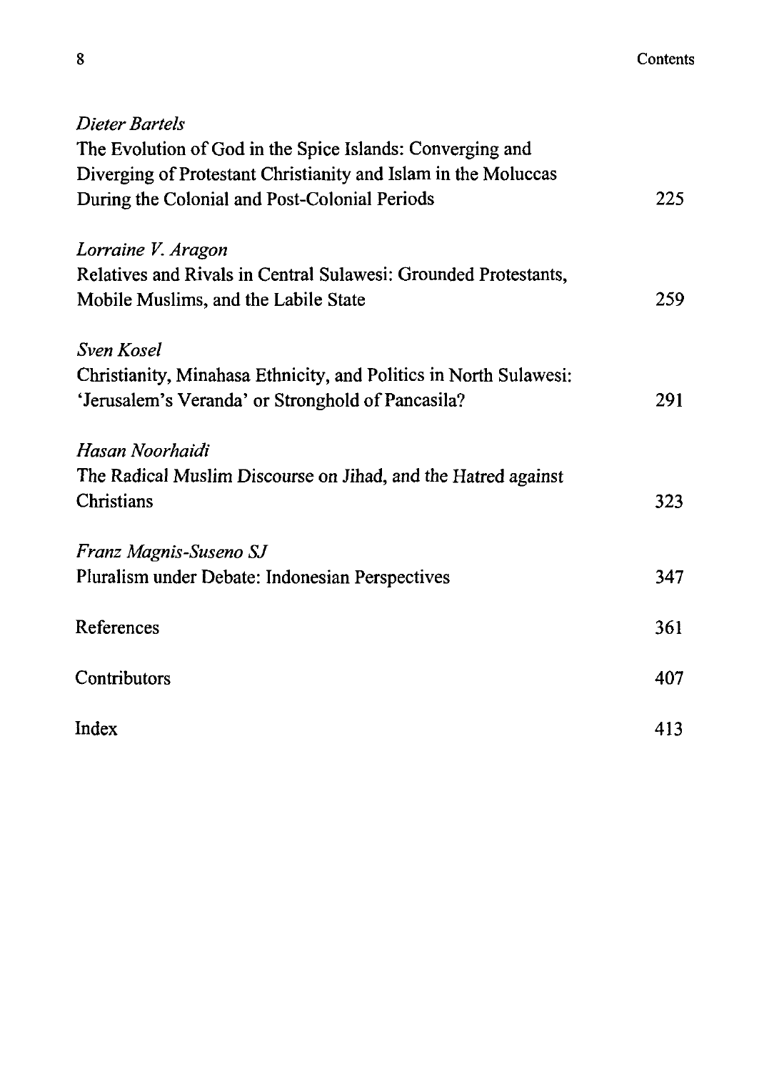*Dieter Bartels*
The Evolution of God in the Spice Islands: Converging and Diverging of Protestant Christianity and Islam in the Moluccas During the Colonial and Post-Colonial Periods 225

*Lorraine V. Aragon*
Relatives and Rivals in Central Sulawesi: Grounded Protestants, Mobile Muslims, and the Labile State 259

*Sven Kosel*
Christianity, Minahasa Ethnicity, and Politics in North Sulawesi: 'Jerusalem's Veranda' or Stronghold of Pancasila? 291

*Hasan Noorhaidi*
The Radical Muslim Discourse on Jihad, and the Hatred against Christians 323

*Franz Magnis-Suseno SJ*
Pluralism under Debate: Indonesian Perspectives 347

References 361

Contributors 407

Index 413